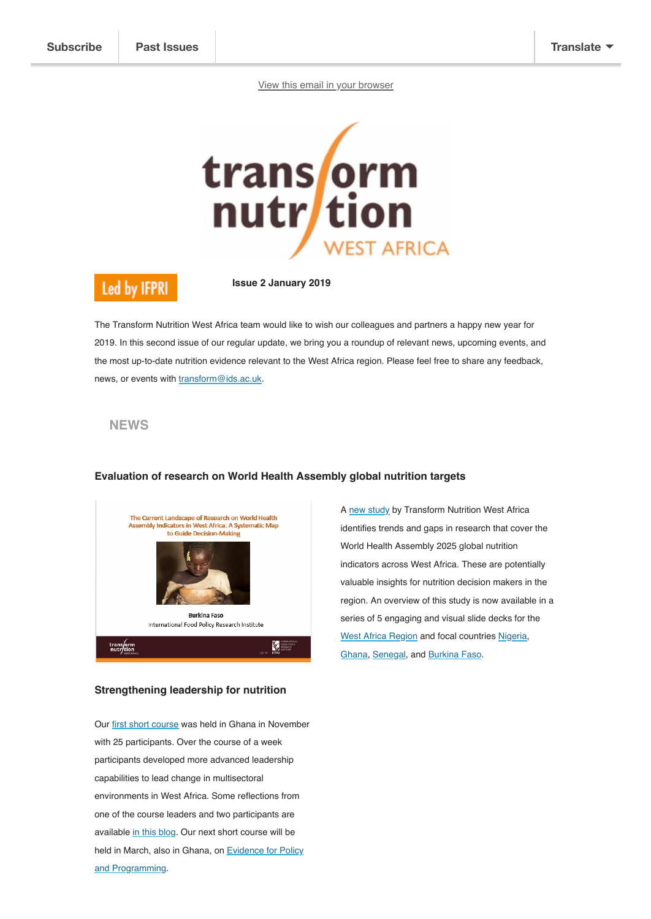Subscribe | Past Issues | Translate

View this email in your browser

transform nutrition WEST AFRICA

Led by IFPRI

**Issue 2 January 2019**

The Transform Nutrition West Africa team would like to wish our colleagues and partners a happy new year for 2019. In this second issue of our regular update, we bring you a roundup of relevant news, upcoming events, and the most up-to-date nutrition evidence relevant to the West Africa region. Please feel free to share any feedback, news, or events with transform@ids.ac.uk.

## NEWS

### Evaluation of research on World Health Assembly global nutrition targets

The Current Landscape of Research on World Health Assembly Indicators in West Africa: A Systematic Map to Guide Decision-Making

Burkina Faso

International Food Policy Research Institute

A new study by Transform Nutrition West Africa identifies trends and gaps in research that cover the World Health Assembly 2025 global nutrition indicators across West Africa. These are potentially valuable insights for nutrition decision makers in the region. An overview of this study is now available in a series of 5 engaging and visual slide decks for the West Africa Region and focal countries Nigeria, Ghana, Senegal, and Burkina Faso.

### Strengthening leadership for nutrition

Our first short course was held in Ghana in November with 25 participants. Over the course of a week participants developed more advanced leadership capabilities to lead change in multisectoral environments in West Africa. Some reflections from one of the course leaders and two participants are available in this blog. Our next short course will be held in March, also in Ghana, on Evidence for Policy and Programming.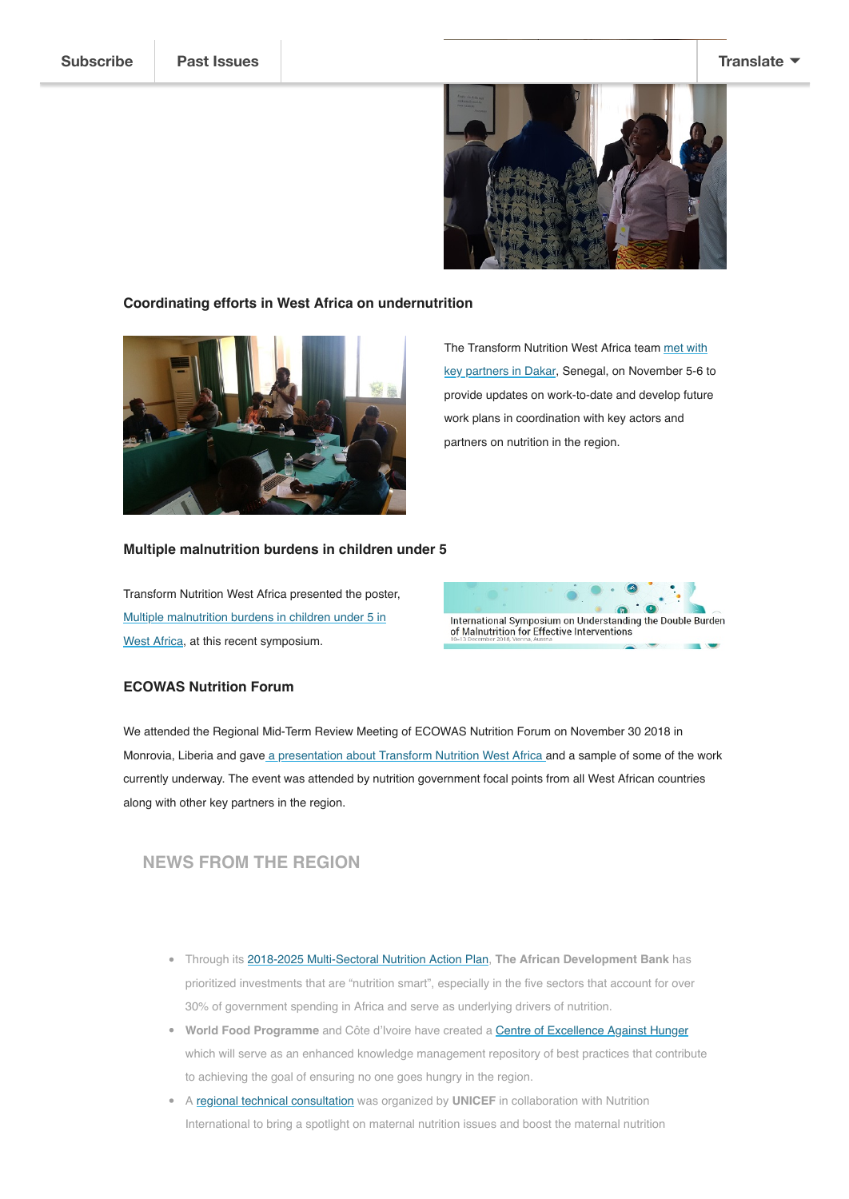Subscribe | Past Issues | Translate

### Coordinating efforts in West Africa on undernutrition

The Transform Nutrition West Africa team met with key partners in Dakar, Senegal, on November 5-6 to provide updates on work-to-date and develop future work plans in coordination with key actors and partners on nutrition in the region.

### Multiple malnutrition burdens in children under 5

Transform Nutrition West Africa presented the poster, Multiple malnutrition burdens in children under 5 in West Africa, at this recent symposium.

International Symposium on Understanding the Double Burden of Malnutrition for Effective Interventions
10-13 December 2018, Vienna, Austria

### ECOWAS Nutrition Forum

We attended the Regional Mid-Term Review Meeting of ECOWAS Nutrition Forum on November 30 2018 in Monrovia, Liberia and gave a presentation about Transform Nutrition West Africa and a sample of some of the work currently underway. The event was attended by nutrition government focal points from all West African countries along with other key partners in the region.

## NEWS FROM THE REGION

- Through its 2018-2025 Multi-Sectoral Nutrition Action Plan, **The African Development Bank** has prioritized investments that are "nutrition smart", especially in the five sectors that account for over 30% of government spending in Africa and serve as underlying drivers of nutrition.
- **World Food Programme** and Côte d'Ivoire have created a Centre of Excellence Against Hunger which will serve as an enhanced knowledge management repository of best practices that contribute to achieving the goal of ensuring no one goes hungry in the region.
- A regional technical consultation was organized by **UNICEF** in collaboration with Nutrition International to bring a spotlight on maternal nutrition issues and boost the maternal nutrition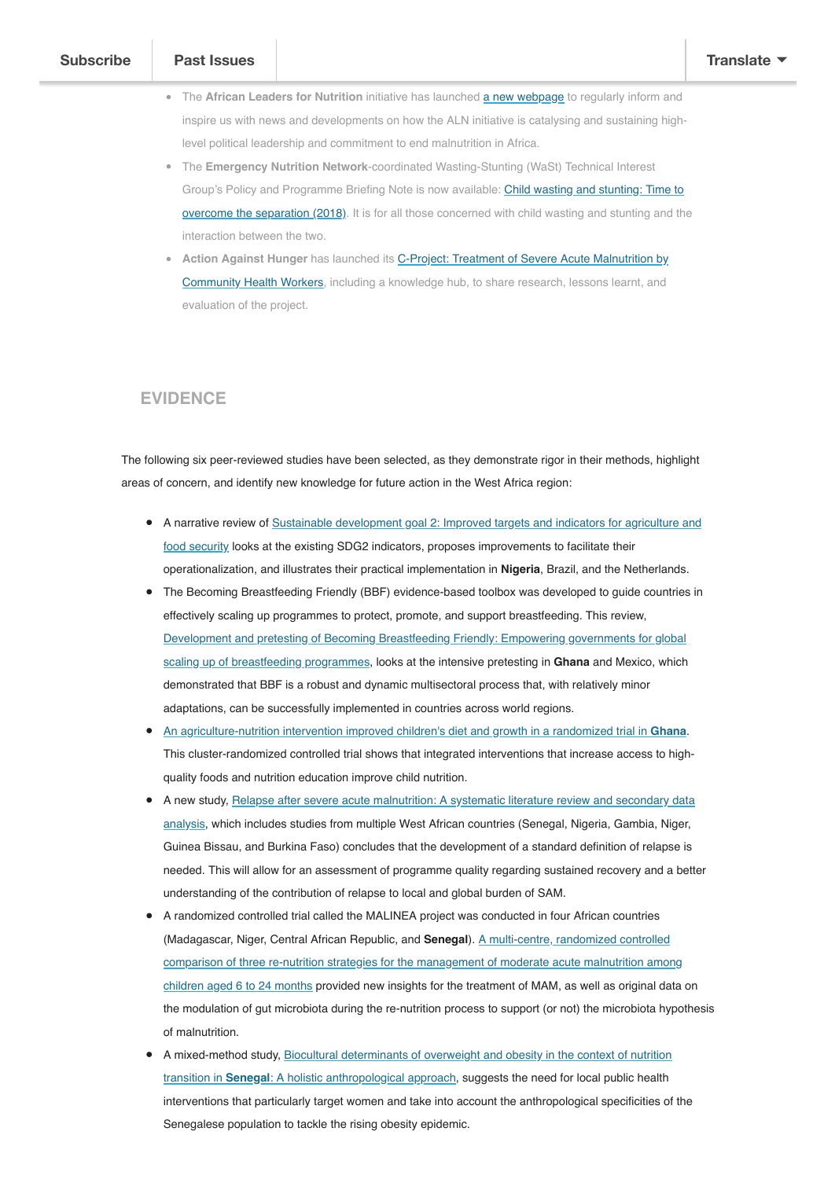- The **African Leaders for Nutrition** initiative has launched a new webpage to regularly inform and inspire us with news and developments on how the ALN initiative is catalysing and sustaining high-level political leadership and commitment to end malnutrition in Africa.
- The **Emergency Nutrition Network**-coordinated Wasting-Stunting (WaSt) Technical Interest Group's Policy and Programme Briefing Note is now available: Child wasting and stunting: Time to overcome the separation (2018). It is for all those concerned with child wasting and stunting and the interaction between the two.
- **Action Against Hunger** has launched its C-Project: Treatment of Severe Acute Malnutrition by Community Health Workers, including a knowledge hub, to share research, lessons learnt, and evaluation of the project.

## EVIDENCE

The following six peer-reviewed studies have been selected, as they demonstrate rigor in their methods, highlight areas of concern, and identify new knowledge for future action in the West Africa region:

- A narrative review of Sustainable development goal 2: Improved targets and indicators for agriculture and food security looks at the existing SDG2 indicators, proposes improvements to facilitate their operationalization, and illustrates their practical implementation in **Nigeria**, Brazil, and the Netherlands.
- The Becoming Breastfeeding Friendly (BBF) evidence-based toolbox was developed to guide countries in effectively scaling up programmes to protect, promote, and support breastfeeding. This review, Development and pretesting of Becoming Breastfeeding Friendly: Empowering governments for global scaling up of breastfeeding programmes, looks at the intensive pretesting in **Ghana** and Mexico, which demonstrated that BBF is a robust and dynamic multisectoral process that, with relatively minor adaptations, can be successfully implemented in countries across world regions.
- An agriculture-nutrition intervention improved children's diet and growth in a randomized trial in **Ghana**. This cluster-randomized controlled trial shows that integrated interventions that increase access to high-quality foods and nutrition education improve child nutrition.
- A new study, Relapse after severe acute malnutrition: A systematic literature review and secondary data analysis, which includes studies from multiple West African countries (Senegal, Nigeria, Gambia, Niger, Guinea Bissau, and Burkina Faso) concludes that the development of a standard definition of relapse is needed. This will allow for an assessment of programme quality regarding sustained recovery and a better understanding of the contribution of relapse to local and global burden of SAM.
- A randomized controlled trial called the MALINEA project was conducted in four African countries (Madagascar, Niger, Central African Republic, and **Senegal**). A multi-centre, randomized controlled comparison of three re-nutrition strategies for the management of moderate acute malnutrition among children aged 6 to 24 months provided new insights for the treatment of MAM, as well as original data on the modulation of gut microbiota during the re-nutrition process to support (or not) the microbiota hypothesis of malnutrition.
- A mixed-method study, Biocultural determinants of overweight and obesity in the context of nutrition transition in **Senegal**: A holistic anthropological approach, suggests the need for local public health interventions that particularly target women and take into account the anthropological specificities of the Senegalese population to tackle the rising obesity epidemic.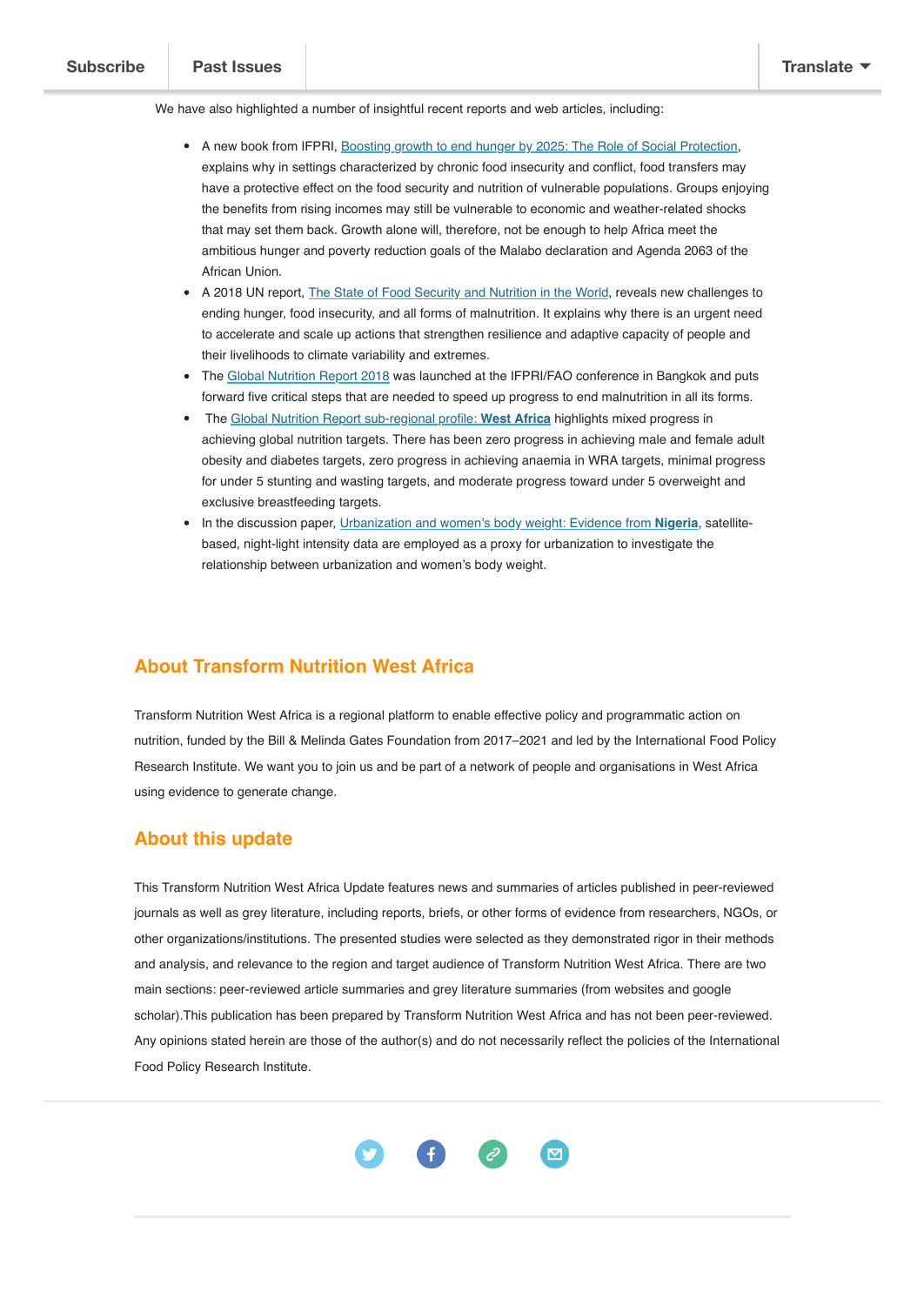We have also highlighted a number of insightful recent reports and web articles, including:

- A new book from IFPRI, Boosting growth to end hunger by 2025: The Role of Social Protection, explains why in settings characterized by chronic food insecurity and conflict, food transfers may have a protective effect on the food security and nutrition of vulnerable populations. Groups enjoying the benefits from rising incomes may still be vulnerable to economic and weather-related shocks that may set them back. Growth alone will, therefore, not be enough to help Africa meet the ambitious hunger and poverty reduction goals of the Malabo declaration and Agenda 2063 of the African Union.
- A 2018 UN report, The State of Food Security and Nutrition in the World, reveals new challenges to ending hunger, food insecurity, and all forms of malnutrition. It explains why there is an urgent need to accelerate and scale up actions that strengthen resilience and adaptive capacity of people and their livelihoods to climate variability and extremes.
- The Global Nutrition Report 2018 was launched at the IFPRI/FAO conference in Bangkok and puts forward five critical steps that are needed to speed up progress to end malnutrition in all its forms.
- The Global Nutrition Report sub-regional profile: **West Africa** highlights mixed progress in achieving global nutrition targets. There has been zero progress in achieving male and female adult obesity and diabetes targets, zero progress in achieving anaemia in WRA targets, minimal progress for under 5 stunting and wasting targets, and moderate progress toward under 5 overweight and exclusive breastfeeding targets.
- In the discussion paper, Urbanization and women's body weight: Evidence from **Nigeria**, satellite-based, night-light intensity data are employed as a proxy for urbanization to investigate the relationship between urbanization and women's body weight.

## About Transform Nutrition West Africa

Transform Nutrition West Africa is a regional platform to enable effective policy and programmatic action on nutrition, funded by the Bill & Melinda Gates Foundation from 2017–2021 and led by the International Food Policy Research Institute. We want you to join us and be part of a network of people and organisations in West Africa using evidence to generate change.

## About this update

This Transform Nutrition West Africa Update features news and summaries of articles published in peer-reviewed journals as well as grey literature, including reports, briefs, or other forms of evidence from researchers, NGOs, or other organizations/institutions. The presented studies were selected as they demonstrated rigor in their methods and analysis, and relevance to the region and target audience of Transform Nutrition West Africa. There are two main sections: peer-reviewed article summaries and grey literature summaries (from websites and google scholar).This publication has been prepared by Transform Nutrition West Africa and has not been peer-reviewed. Any opinions stated herein are those of the author(s) and do not necessarily reflect the policies of the International Food Policy Research Institute.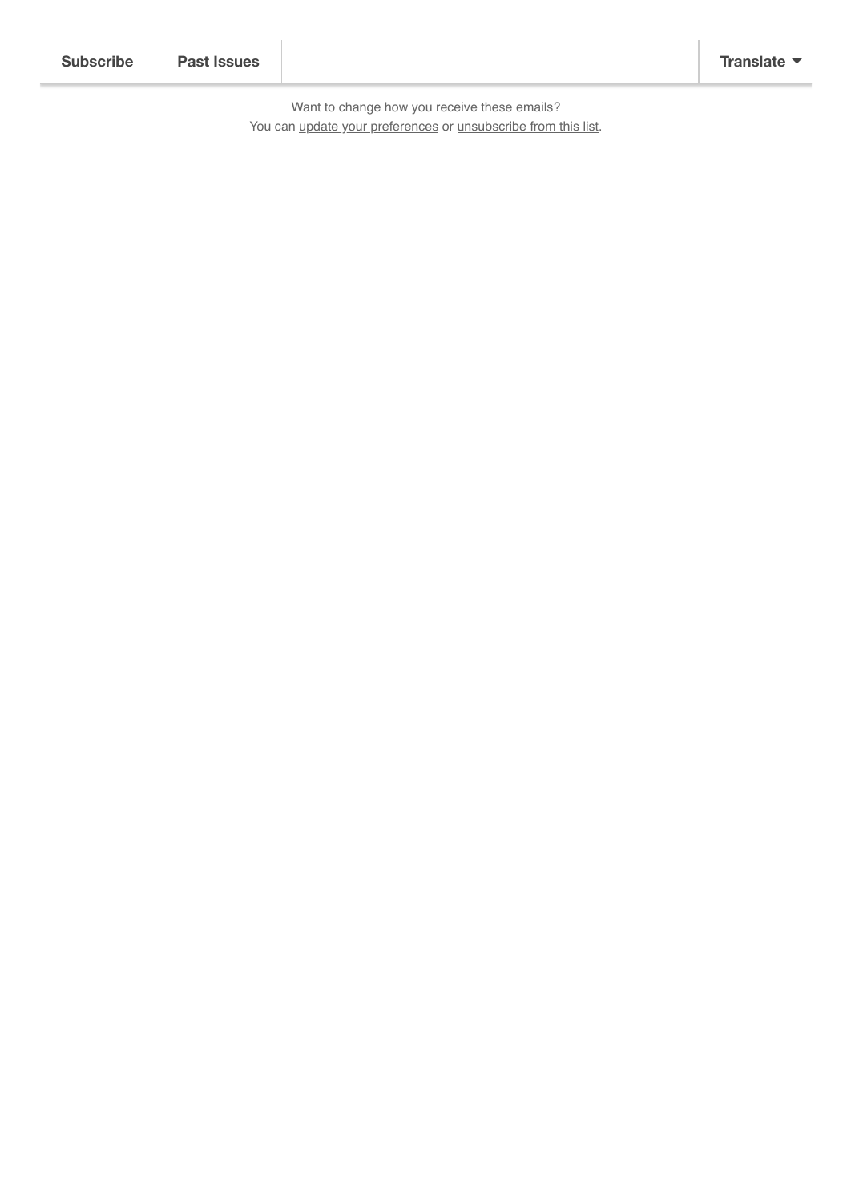Subscribe | Past Issues | Translate ▼

Want to change how you receive these emails?
You can update your preferences or unsubscribe from this list.